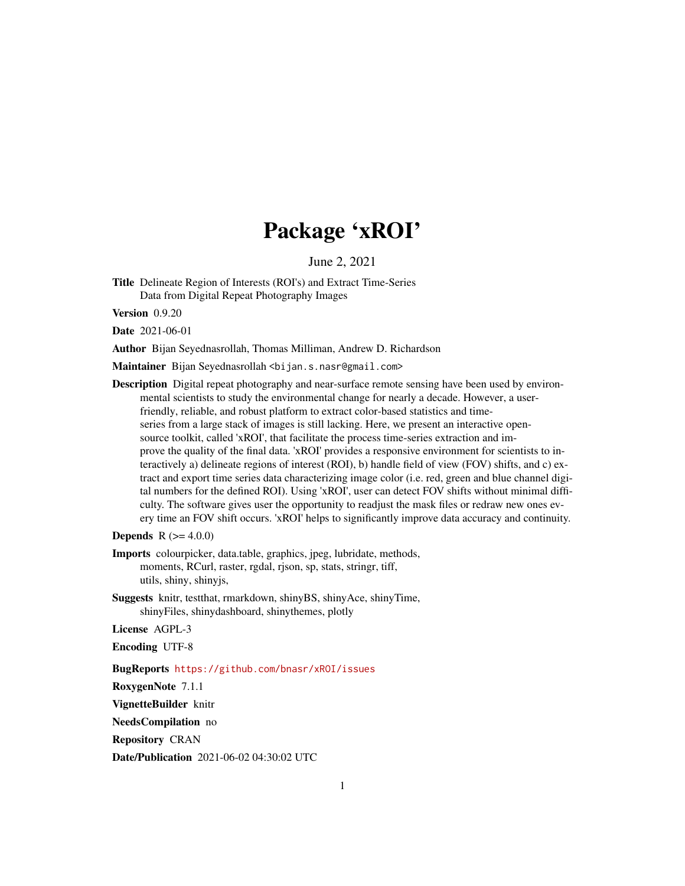# Package 'xROI'

June 2, 2021

**Title** Delineate Region of Interests (ROI's) and Extract Time-Series Data from Digital Repeat Photography Images

**Version** 0.9.20

**Date** 2021-06-01

**Author** Bijan Seyednasrollah, Thomas Milliman, Andrew D. Richardson

**Maintainer** Bijan Seyednasrollah <bijan.s.nasr@gmail.com>

**Description** Digital repeat photography and near-surface remote sensing have been used by environmental scientists to study the environmental change for nearly a decade. However, a user-friendly, reliable, and robust platform to extract color-based statistics and time-series from a large stack of images is still lacking. Here, we present an interactive open-source toolkit, called 'xROI', that facilitate the process time-series extraction and improve the quality of the final data. 'xROI' provides a responsive environment for scientists to interactively a) delineate regions of interest (ROI), b) handle field of view (FOV) shifts, and c) extract and export time series data characterizing image color (i.e. red, green and blue channel digital numbers for the defined ROI). Using 'xROI', user can detect FOV shifts without minimal difficulty. The software gives user the opportunity to readjust the mask files or redraw new ones every time an FOV shift occurs. 'xROI' helps to significantly improve data accuracy and continuity.

**Depends** R (>= 4.0.0)

**Imports** colourpicker, data.table, graphics, jpeg, lubridate, methods, moments, RCurl, raster, rgdal, rjson, sp, stats, stringr, tiff, utils, shiny, shinyjs,

**Suggests** knitr, testthat, rmarkdown, shinyBS, shinyAce, shinyTime, shinyFiles, shinydashboard, shinythemes, plotly

**License** AGPL-3

**Encoding** UTF-8

**BugReports** https://github.com/bnasr/xROI/issues

**RoxygenNote** 7.1.1

**VignetteBuilder** knitr

**NeedsCompilation** no

**Repository** CRAN

**Date/Publication** 2021-06-02 04:30:02 UTC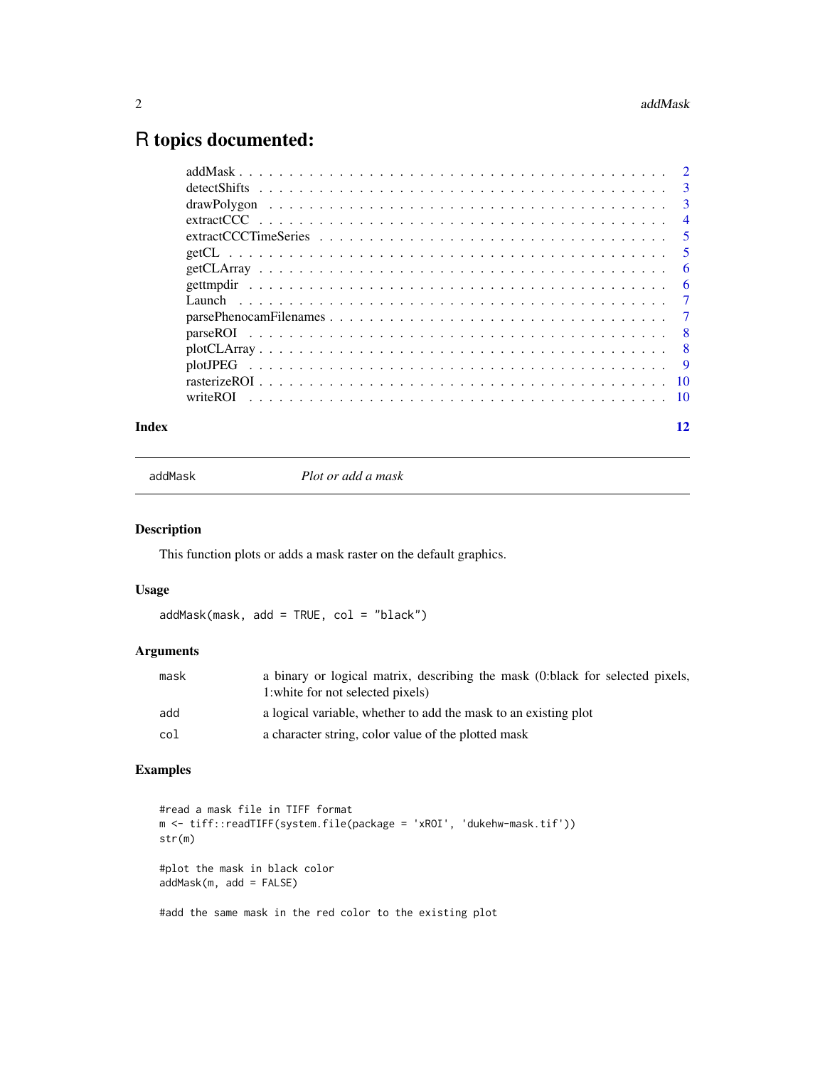# R topics documented:

| | |
|---|---|
| addMask | 2 |
| detectShifts | 3 |
| drawPolygon | 3 |
| extractCCC | 4 |
| extractCCCTimeSeries | 5 |
| getCL | 5 |
| getCLArray | 6 |
| gettmpdir | 6 |
| Launch | 7 |
| parsePhenocamFilenames | 7 |
| parseROI | 8 |
| plotCLArray | 8 |
| plotJPEG | 9 |
| rasterizeROI | 10 |
| writeROI | 10 |
| **Index** | **12** |

---

`addMask` *Plot or add a mask*

---

## Description

This function plots or adds a mask raster on the default graphics.

## Usage

```
addMask(mask, add = TRUE, col = "black")
```

## Arguments

| | |
|---|---|
| `mask` | a binary or logical matrix, describing the mask (0:black for selected pixels, 1:white for not selected pixels) |
| `add` | a logical variable, whether to add the mask to an existing plot |
| `col` | a character string, color value of the plotted mask |

## Examples

```
#read a mask file in TIFF format
m <- tiff::readTIFF(system.file(package = 'xROI', 'dukehw-mask.tif'))
str(m)

#plot the mask in black color
addMask(m, add = FALSE)

#add the same mask in the red color to the existing plot
```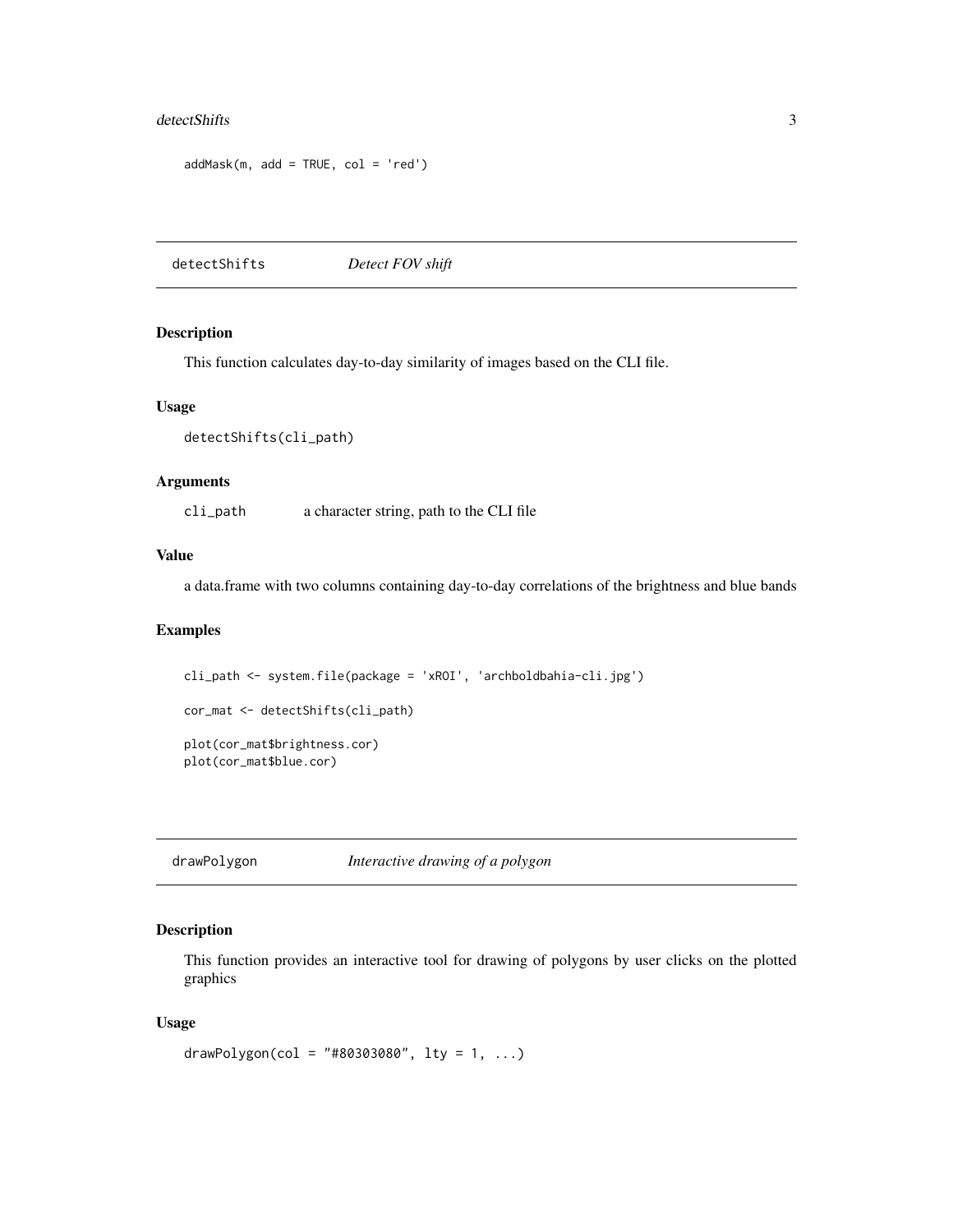```
addMask(m, add = TRUE, col = 'red')
```

## detectShifts *Detect FOV shift*

### Description

This function calculates day-to-day similarity of images based on the CLI file.

### Usage

```
detectShifts(cli_path)
```

### Arguments

| | |
|---|---|
| cli_path | a character string, path to the CLI file |

### Value

a data.frame with two columns containing day-to-day correlations of the brightness and blue bands

### Examples

```
cli_path <- system.file(package = 'xROI', 'archboldbahia-cli.jpg')

cor_mat <- detectShifts(cli_path)

plot(cor_mat$brightness.cor)
plot(cor_mat$blue.cor)
```

## drawPolygon *Interactive drawing of a polygon*

### Description

This function provides an interactive tool for drawing of polygons by user clicks on the plotted graphics

### Usage

```
drawPolygon(col = "#80303080", lty = 1, ...)
```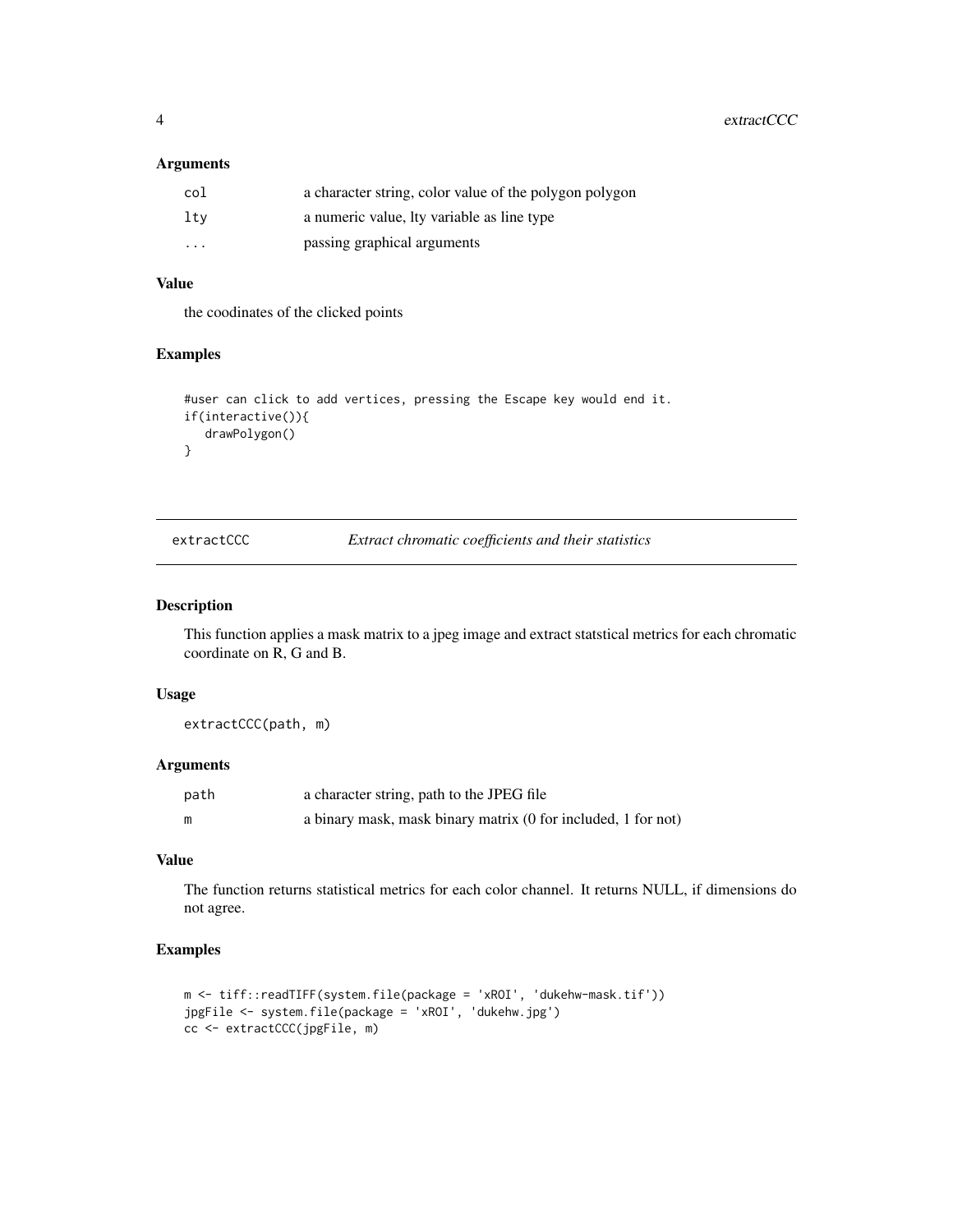### Arguments

| | |
|---|---|
| col | a character string, color value of the polygon polygon |
| lty | a numeric value, lty variable as line type |
| ... | passing graphical arguments |

### Value

the coodinates of the clicked points

### Examples

```
#user can click to add vertices, pressing the Escape key would end it.
if(interactive()){
   drawPolygon()
}
```

---

## extractCCC *Extract chromatic coefficients and their statistics*

---

### Description

This function applies a mask matrix to a jpeg image and extract statstical metrics for each chromatic coordinate on R, G and B.

### Usage

```
extractCCC(path, m)
```

### Arguments

| | |
|---|---|
| path | a character string, path to the JPEG file |
| m | a binary mask, mask binary matrix (0 for included, 1 for not) |

### Value

The function returns statistical metrics for each color channel. It returns NULL, if dimensions do not agree.

### Examples

```
m <- tiff::readTIFF(system.file(package = 'xROI', 'dukehw-mask.tif'))
jpgFile <- system.file(package = 'xROI', 'dukehw.jpg')
cc <- extractCCC(jpgFile, m)
```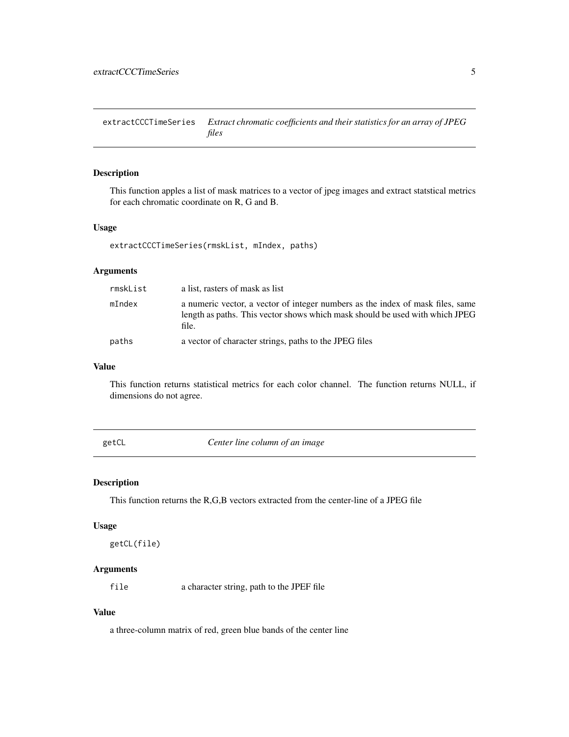## extractCCCTimeSeries — *Extract chromatic coefficients and their statistics for an array of JPEG files*

### Description

This function apples a list of mask matrices to a vector of jpeg images and extract statstical metrics for each chromatic coordinate on R, G and B.

### Usage

```
extractCCCTimeSeries(rmskList, mIndex, paths)
```

### Arguments

| | |
|---|---|
| rmskList | a list, rasters of mask as list |
| mIndex | a numeric vector, a vector of integer numbers as the index of mask files, same length as paths. This vector shows which mask should be used with which JPEG file. |
| paths | a vector of character strings, paths to the JPEG files |

### Value

This function returns statistical metrics for each color channel. The function returns NULL, if dimensions do not agree.

## getCL — *Center line column of an image*

### Description

This function returns the R,G,B vectors extracted from the center-line of a JPEG file

### Usage

```
getCL(file)
```

### Arguments

| | |
|---|---|
| file | a character string, path to the JPEF file |

### Value

a three-column matrix of red, green blue bands of the center line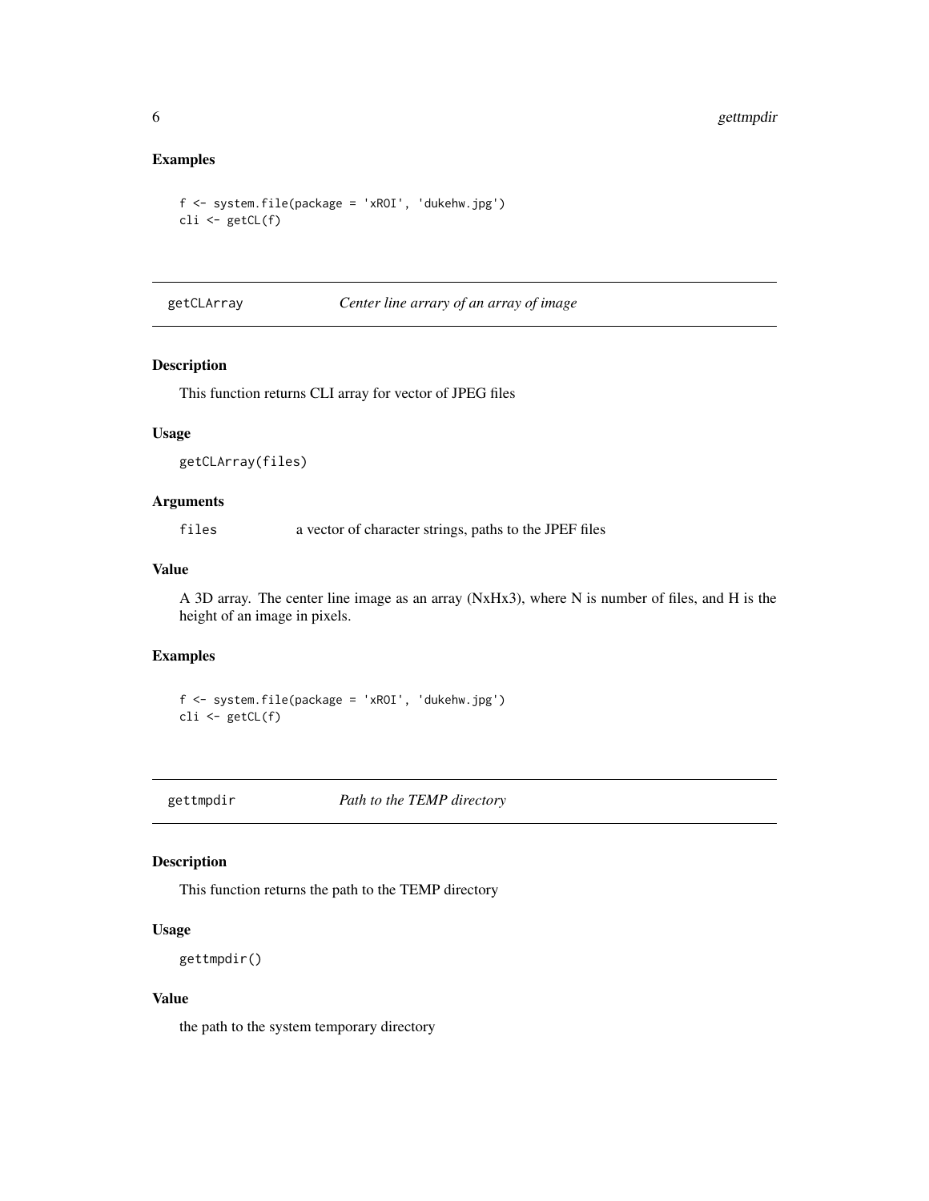### Examples

```
f <- system.file(package = 'xROI', 'dukehw.jpg')
cli <- getCL(f)
```

---

## getCLArray — *Center line arrary of an array of image*

### Description

This function returns CLI array for vector of JPEG files

### Usage

```
getCLArray(files)
```

### Arguments

| | |
|---|---|
| files | a vector of character strings, paths to the JPEF files |

### Value

A 3D array. The center line image as an array (NxHx3), where N is number of files, and H is the height of an image in pixels.

### Examples

```
f <- system.file(package = 'xROI', 'dukehw.jpg')
cli <- getCL(f)
```

---

## gettmpdir — *Path to the TEMP directory*

### Description

This function returns the path to the TEMP directory

### Usage

```
gettmpdir()
```

### Value

the path to the system temporary directory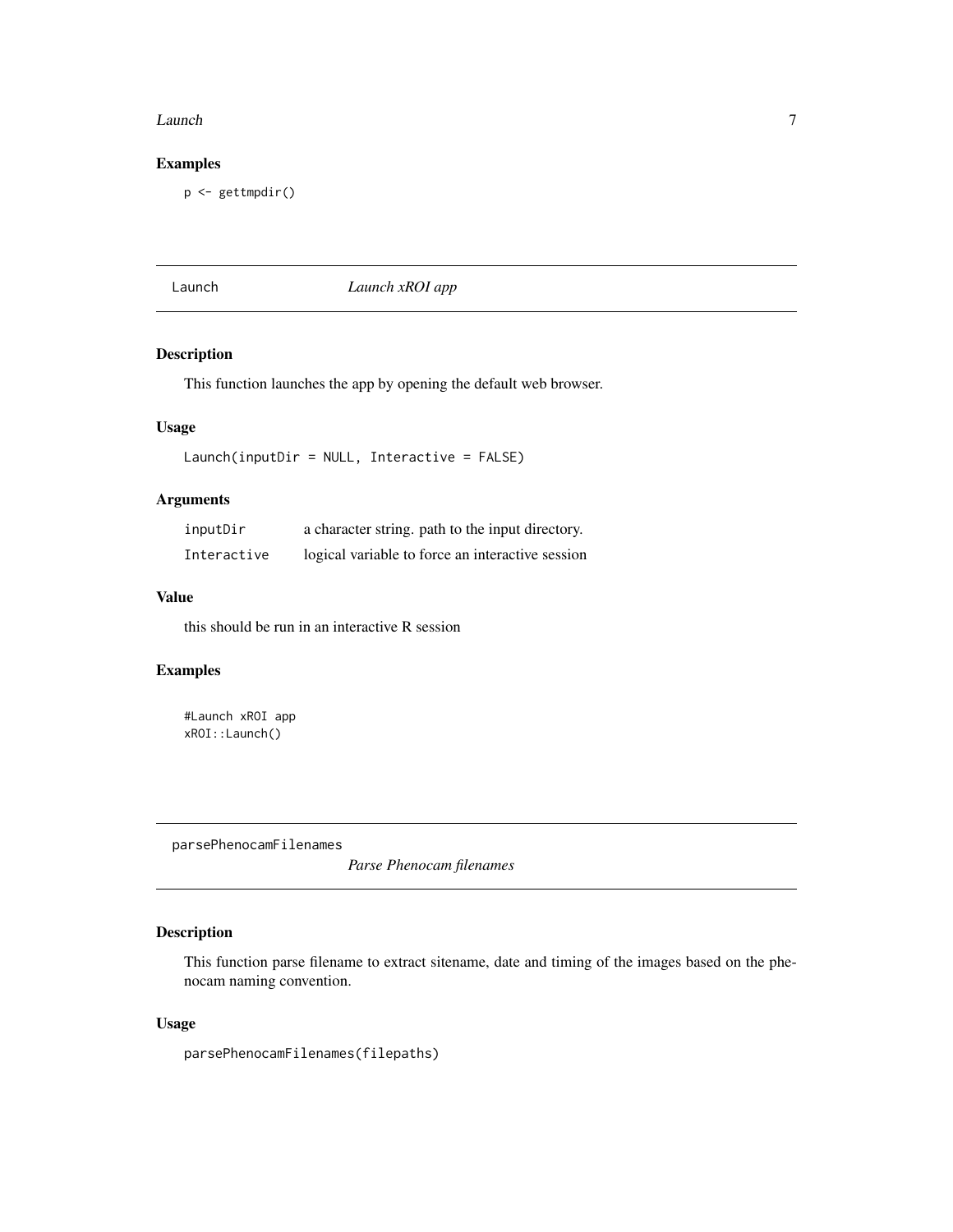## Examples

```
p <- gettmpdir()
```

---

## Launch — *Launch xROI app*

---

### Description

This function launches the app by opening the default web browser.

### Usage

```
Launch(inputDir = NULL, Interactive = FALSE)
```

### Arguments

| | |
|---|---|
| inputDir | a character string. path to the input directory. |
| Interactive | logical variable to force an interactive session |

### Value

this should be run in an interactive R session

### Examples

```
#Launch xROI app
xROI::Launch()
```

---

## parsePhenocamFilenames — *Parse Phenocam filenames*

---

### Description

This function parse filename to extract sitename, date and timing of the images based on the phenocam naming convention.

### Usage

```
parsePhenocamFilenames(filepaths)
```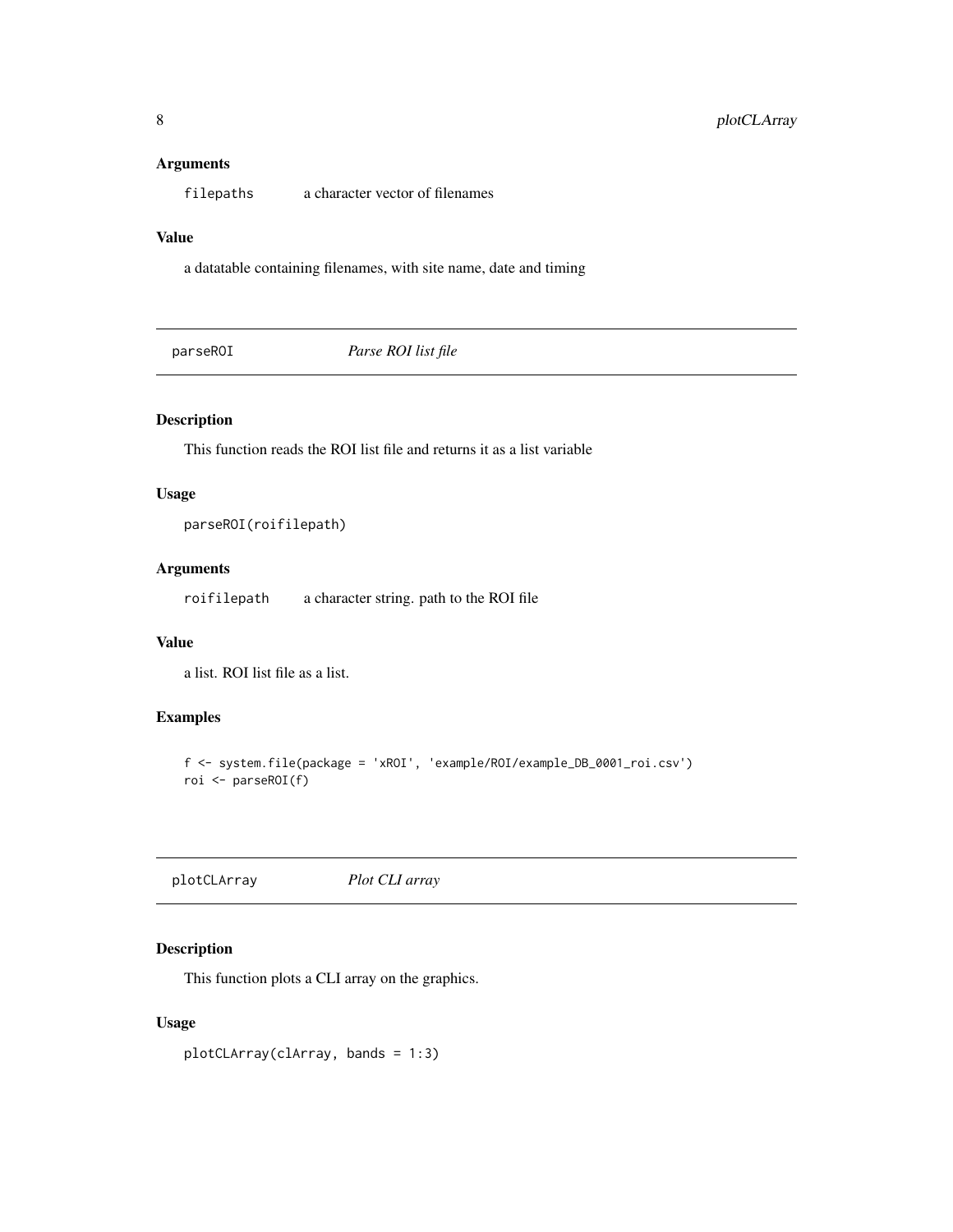### Arguments

filepaths a character vector of filenames

### Value

a datatable containing filenames, with site name, date and timing

## parseROI *Parse ROI list file*

### Description

This function reads the ROI list file and returns it as a list variable

### Usage

```
parseROI(roifilepath)
```

### Arguments

roifilepath a character string. path to the ROI file

### Value

a list. ROI list file as a list.

### Examples

```
f <- system.file(package = 'xROI', 'example/ROI/example_DB_0001_roi.csv')
roi <- parseROI(f)
```

## plotCLArray *Plot CLI array*

### Description

This function plots a CLI array on the graphics.

### Usage

```
plotCLArray(clArray, bands = 1:3)
```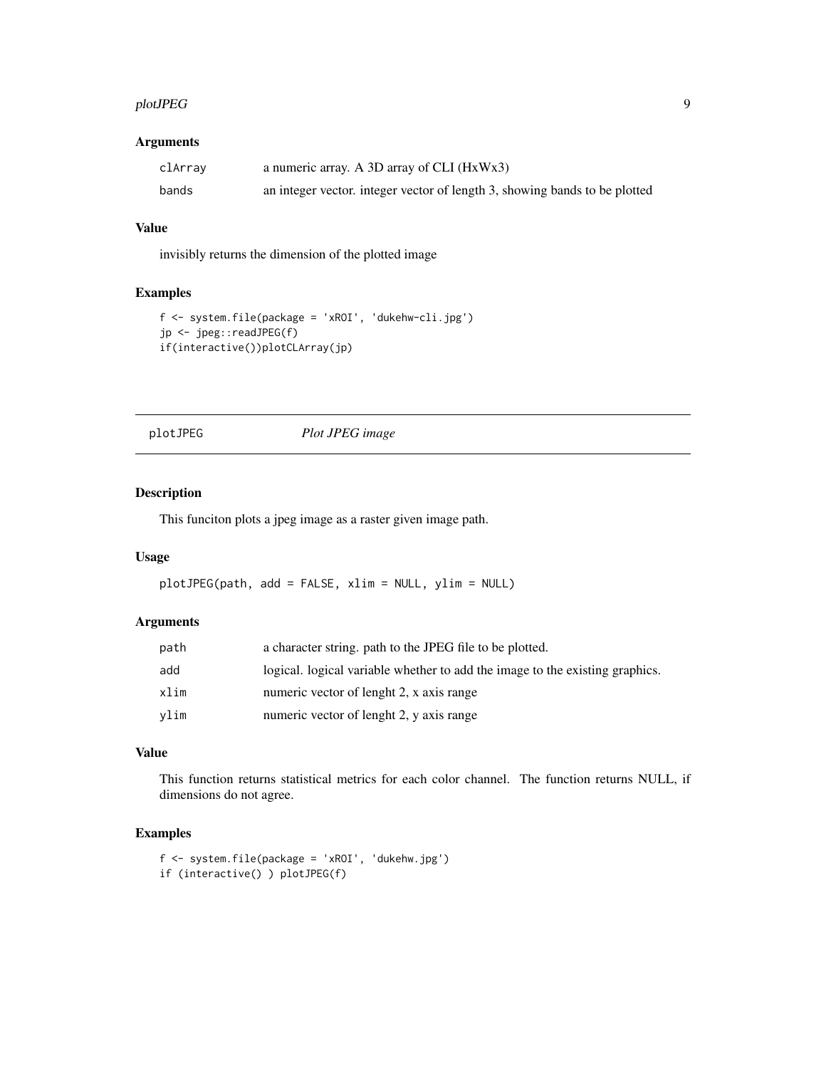### Arguments

| | |
|---|---|
| clArray | a numeric array. A 3D array of CLI (HxWx3) |
| bands | an integer vector. integer vector of length 3, showing bands to be plotted |

### Value

invisibly returns the dimension of the plotted image

### Examples

```
f <- system.file(package = 'xROI', 'dukehw-cli.jpg')
jp <- jpeg::readJPEG(f)
if(interactive())plotCLArray(jp)
```

## plotJPEG *Plot JPEG image*

### Description

This funciton plots a jpeg image as a raster given image path.

### Usage

```
plotJPEG(path, add = FALSE, xlim = NULL, ylim = NULL)
```

### Arguments

| | |
|---|---|
| path | a character string. path to the JPEG file to be plotted. |
| add | logical. logical variable whether to add the image to the existing graphics. |
| xlim | numeric vector of lenght 2, x axis range |
| ylim | numeric vector of lenght 2, y axis range |

### Value

This function returns statistical metrics for each color channel. The function returns NULL, if dimensions do not agree.

### Examples

```
f <- system.file(package = 'xROI', 'dukehw.jpg')
if (interactive() ) plotJPEG(f)
```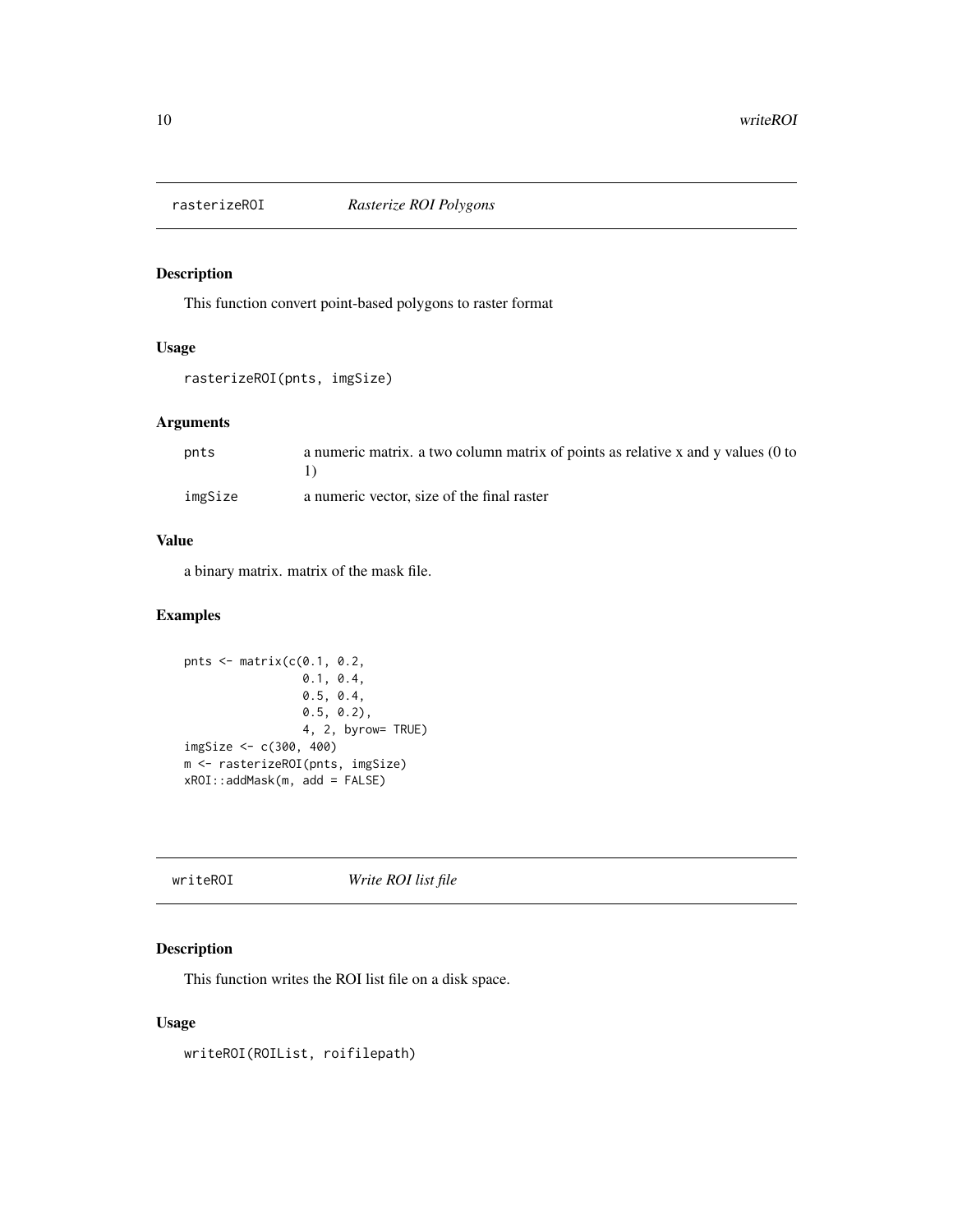## rasterizeROI *Rasterize ROI Polygons*

### Description

This function convert point-based polygons to raster format

### Usage

```
rasterizeROI(pnts, imgSize)
```

### Arguments

| | |
|---|---|
| pnts | a numeric matrix. a two column matrix of points as relative x and y values (0 to 1) |
| imgSize | a numeric vector, size of the final raster |

### Value

a binary matrix. matrix of the mask file.

### Examples

```
pnts <- matrix(c(0.1, 0.2,
                 0.1, 0.4,
                 0.5, 0.4,
                 0.5, 0.2),
                 4, 2, byrow= TRUE)
imgSize <- c(300, 400)
m <- rasterizeROI(pnts, imgSize)
xROI::addMask(m, add = FALSE)
```

## writeROI *Write ROI list file*

### Description

This function writes the ROI list file on a disk space.

### Usage

```
writeROI(ROIList, roifilepath)
```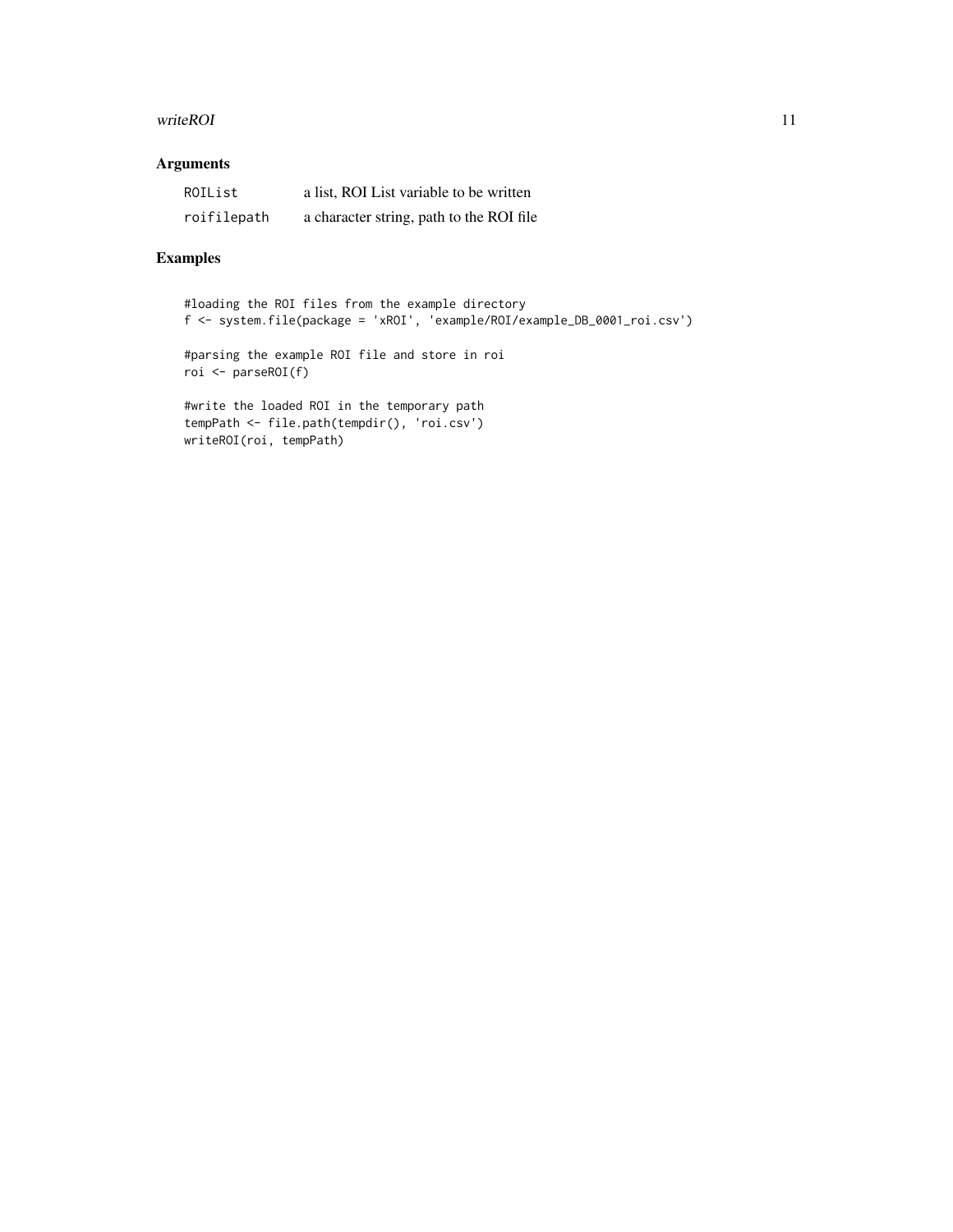## Arguments

| | |
|---|---|
| ROIList | a list, ROI List variable to be written |
| roifilepath | a character string, path to the ROI file |

## Examples

```
#loading the ROI files from the example directory
f <- system.file(package = 'xROI', 'example/ROI/example_DB_0001_roi.csv')

#parsing the example ROI file and store in roi
roi <- parseROI(f)

#write the loaded ROI in the temporary path
tempPath <- file.path(tempdir(), 'roi.csv')
writeROI(roi, tempPath)
```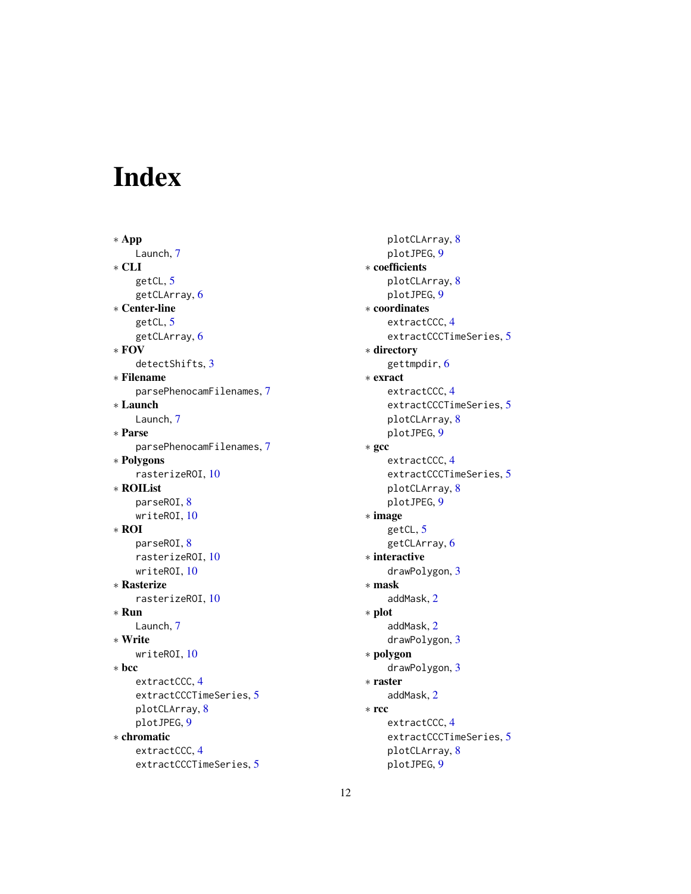# Index

∗ **App**
    Launch, 7
∗ **CLI**
    getCL, 5
    getCLArray, 6
∗ **Center-line**
    getCL, 5
    getCLArray, 6
∗ **FOV**
    detectShifts, 3
∗ **Filename**
    parsePhenocamFilenames, 7
∗ **Launch**
    Launch, 7
∗ **Parse**
    parsePhenocamFilenames, 7
∗ **Polygons**
    rasterizeROI, 10
∗ **ROIList**
    parseROI, 8
    writeROI, 10
∗ **ROI**
    parseROI, 8
    rasterizeROI, 10
    writeROI, 10
∗ **Rasterize**
    rasterizeROI, 10
∗ **Run**
    Launch, 7
∗ **Write**
    writeROI, 10
∗ **bcc**
    extractCCC, 4
    extractCCCTimeSeries, 5
    plotCLArray, 8
    plotJPEG, 9
∗ **chromatic**
    extractCCC, 4
    extractCCCTimeSeries, 5
    plotCLArray, 8
    plotJPEG, 9
∗ **coefficients**
    plotCLArray, 8
    plotJPEG, 9
∗ **coordinates**
    extractCCC, 4
    extractCCCTimeSeries, 5
∗ **directory**
    gettmpdir, 6
∗ **exract**
    extractCCC, 4
    extractCCCTimeSeries, 5
    plotCLArray, 8
    plotJPEG, 9
∗ **gcc**
    extractCCC, 4
    extractCCCTimeSeries, 5
    plotCLArray, 8
    plotJPEG, 9
∗ **image**
    getCL, 5
    getCLArray, 6
∗ **interactive**
    drawPolygon, 3
∗ **mask**
    addMask, 2
∗ **plot**
    addMask, 2
    drawPolygon, 3
∗ **polygon**
    drawPolygon, 3
∗ **raster**
    addMask, 2
∗ **rcc**
    extractCCC, 4
    extractCCCTimeSeries, 5
    plotCLArray, 8
    plotJPEG, 9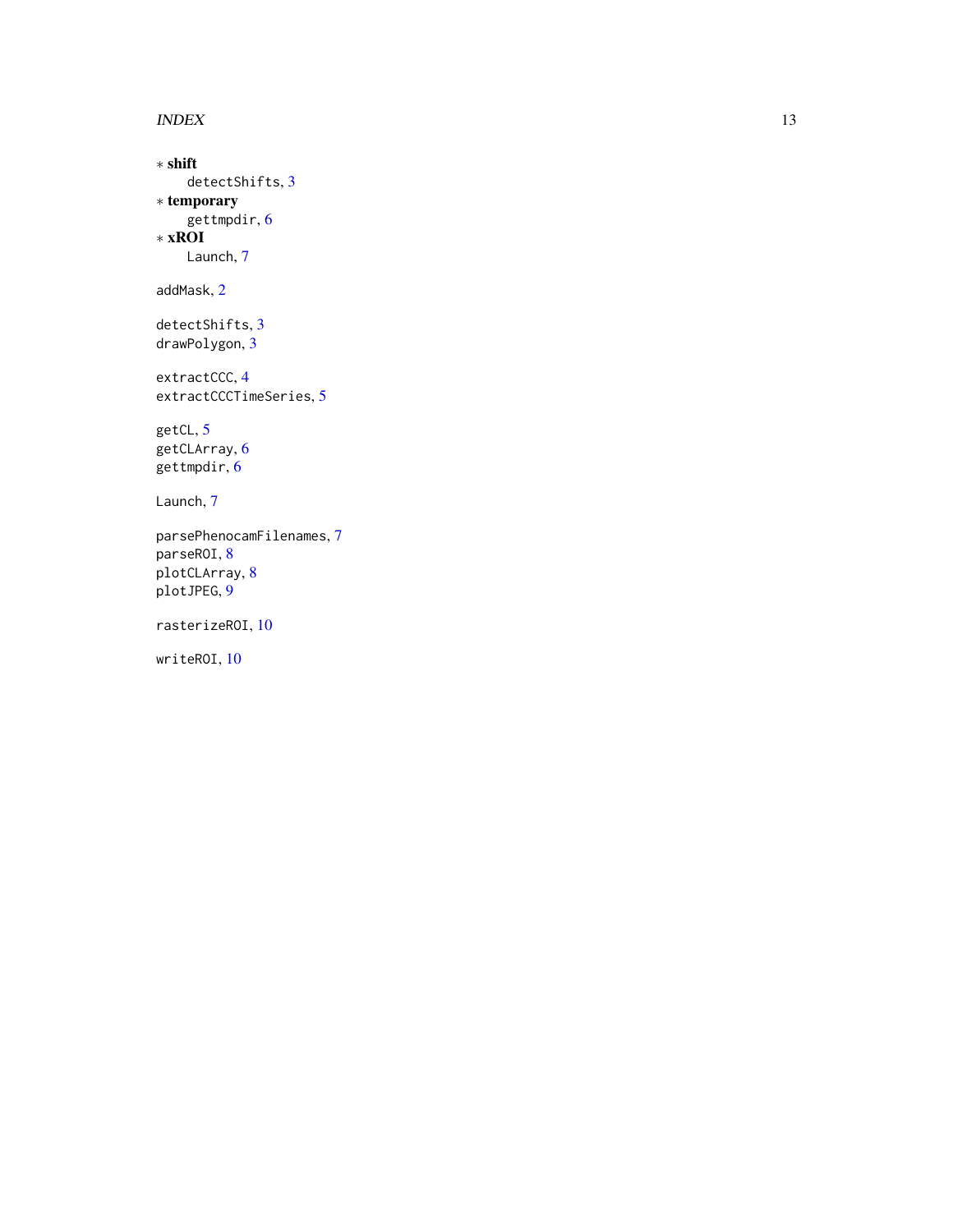∗ **shift**
  detectShifts, 3
∗ **temporary**
  gettmpdir, 6
∗ **xROI**
  Launch, 7

addMask, 2

detectShifts, 3
drawPolygon, 3

extractCCC, 4
extractCCCTimeSeries, 5

getCL, 5
getCLArray, 6
gettmpdir, 6

Launch, 7

parsePhenocamFilenames, 7
parseROI, 8
plotCLArray, 8
plotJPEG, 9

rasterizeROI, 10

writeROI, 10